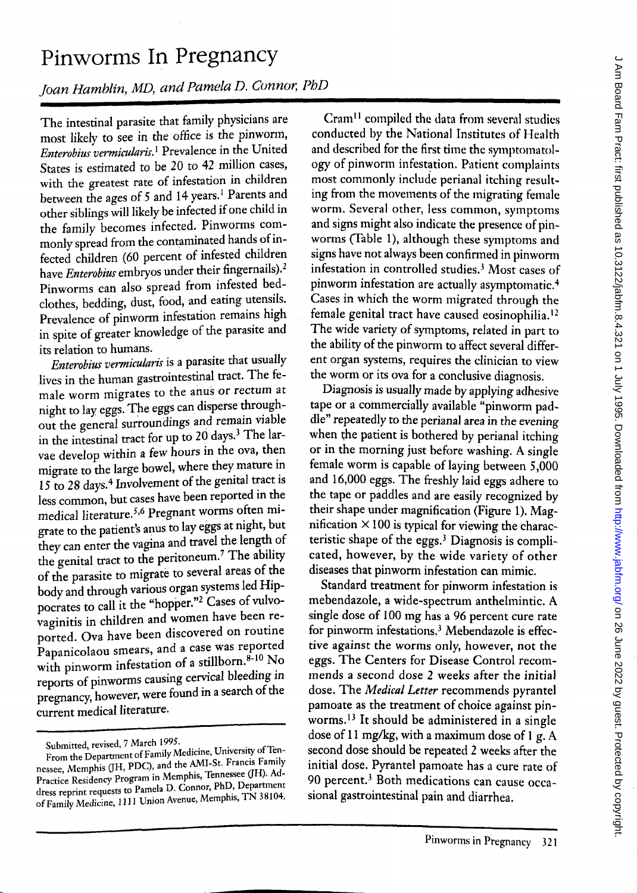# Pinworms In Pregnancy

*Joan Hamblin, MD, and Pamela D. Connor, PhD*

The intestinal parasite that family physicians are most likely to see in the office is the pinworm, *Enterobius vermicularis*.[1] Prevalence in the United States is estimated to be 20 to 42 million cases, with the greatest rate of infestation in children between the ages of 5 and 14 years.[1] Parents and other siblings will likely be infected if one child in the family becomes infected. Pinworms commonly spread from the contaminated hands of infected children (60 percent of infested children have *Enterobius* embryos under their fingernails).[2] Pinworms can also spread from infested bedclothes, bedding, dust, food, and eating utensils. Prevalence of pinworm infestation remains high in spite of greater knowledge of the parasite and its relation to humans.

*Enterobius vermicularis* is a parasite that usually lives in the human gastrointestinal tract. The female worm migrates to the anus or rectum at night to lay eggs. The eggs can disperse throughout the general surroundings and remain viable in the intestinal tract for up to 20 days.[3] The larvae develop within a few hours in the ova, then migrate to the large bowel, where they mature in 15 to 28 days.[4] Involvement of the genital tract is less common, but cases have been reported in the medical literature.[5,6] Pregnant worms often migrate to the patient's anus to lay eggs at night, but they can enter the vagina and travel the length of the genital tract to the peritoneum.[7] The ability of the parasite to migrate to several areas of the body and through various organ systems led Hippocrates to call it the "hopper."[2] Cases of vulvovaginitis in children and women have been reported. Ova have been discovered on routine Papanicolaou smears, and a case was reported with pinworm infestation of a stillborn.[8-10] No reports of pinworms causing cervical bleeding in pregnancy, however, were found in a search of the current medical literature.

Cram[11] compiled the data from several studies conducted by the National Institutes of Health and described for the first time the symptomatology of pinworm infestation. Patient complaints most commonly include perianal itching resulting from the movements of the migrating female worm. Several other, less common, symptoms and signs might also indicate the presence of pinworms (Table 1), although these symptoms and signs have not always been confirmed in pinworm infestation in controlled studies.[3] Most cases of pinworm infestation are actually asymptomatic.[4] Cases in which the worm migrated through the female genital tract have caused eosinophilia.[12] The wide variety of symptoms, related in part to the ability of the pinworm to affect several different organ systems, requires the clinician to view the worm or its ova for a conclusive diagnosis.

Diagnosis is usually made by applying adhesive tape or a commercially available "pinworm paddle" repeatedly to the perianal area in the evening when the patient is bothered by perianal itching or in the morning just before washing. A single female worm is capable of laying between 5,000 and 16,000 eggs. The freshly laid eggs adhere to the tape or paddles and are easily recognized by their shape under magnification (Figure 1). Magnification $\times$ 100 is typical for viewing the characteristic shape of the eggs.[3] Diagnosis is complicated, however, by the wide variety of other diseases that pinworm infestation can mimic.

Standard treatment for pinworm infestation is mebendazole, a wide-spectrum anthelmintic. A single dose of 100 mg has a 96 percent cure rate for pinworm infestations.[3] Mebendazole is effective against the worms only, however, not the eggs. The Centers for Disease Control recommends a second dose 2 weeks after the initial dose. The *Medical Letter* recommends pyrantel pamoate as the treatment of choice against pinworms.[13] It should be administered in a single dose of 11 mg/kg, with a maximum dose of 1 g. A second dose should be repeated 2 weeks after the initial dose. Pyrantel pamoate has a cure rate of 90 percent.[3] Both medications can cause occasional gastrointestinal pain and diarrhea.

---

Submitted, revised, 7 March 1995.

From the Department of Family Medicine, University of Tennessee, Memphis (JH, PDC), and the AMI-St. Francis Family Practice Residency Program in Memphis, Tennessee (JH). Address reprint requests to Pamela D. Connor, PhD, Department of Family Medicine, 1111 Union Avenue, Memphis, TN 38104.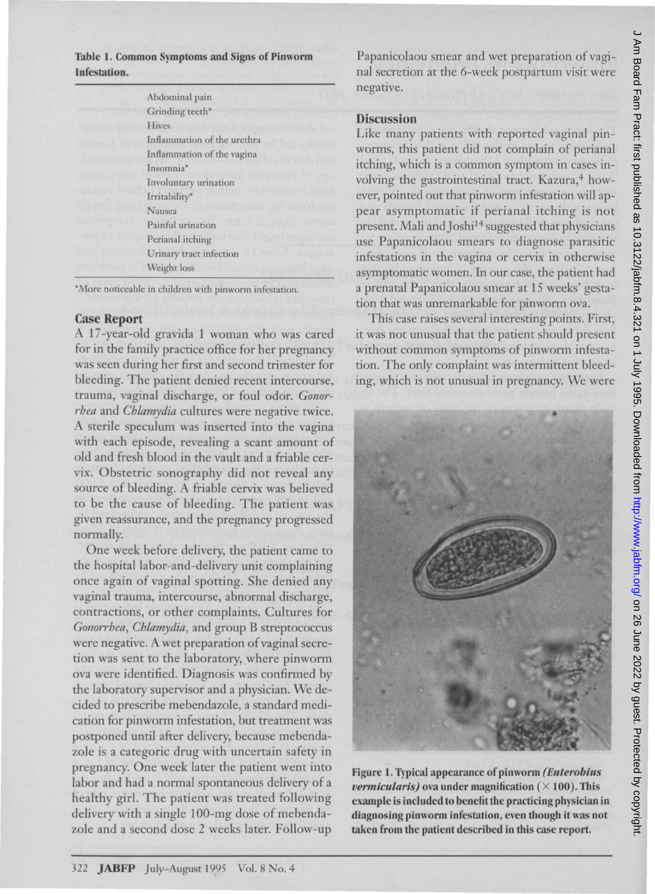**Table 1. Common Symptoms and Signs of Pinworm Infestation.**

| |
|---|
| Abdominal pain |
| Grinding teeth* |
| Hives |
| Inflammation of the urethra |
| Inflammation of the vagina |
| Insomnia* |
| Involuntary urination |
| Irritability* |
| Nausea |
| Painful urination |
| Perianal itching |
| Urinary tract infection |
| Weight loss |

*More noticeable in children with pinworm infestation.

## Case Report

A 17-year-old gravida 1 woman who was cared for in the family practice office for her pregnancy was seen during her first and second trimester for bleeding. The patient denied recent intercourse, trauma, vaginal discharge, or foul odor. *Gonorrhea* and *Chlamydia* cultures were negative twice. A sterile speculum was inserted into the vagina with each episode, revealing a scant amount of old and fresh blood in the vault and a friable cervix. Obstetric sonography did not reveal any source of bleeding. A friable cervix was believed to be the cause of bleeding. The patient was given reassurance, and the pregnancy progressed normally.

One week before delivery, the patient came to the hospital labor-and-delivery unit complaining once again of vaginal spotting. She denied any vaginal trauma, intercourse, abnormal discharge, contractions, or other complaints. Cultures for *Gonorrhea*, *Chlamydia*, and group B streptococcus were negative. A wet preparation of vaginal secretion was sent to the laboratory, where pinworm ova were identified. Diagnosis was confirmed by the laboratory supervisor and a physician. We decided to prescribe mebendazole, a standard medication for pinworm infestation, but treatment was postponed until after delivery, because mebendazole is a categoric drug with uncertain safety in pregnancy. One week later the patient went into labor and had a normal spontaneous delivery of a healthy girl. The patient was treated following delivery with a single 100-mg dose of mebendazole and a second dose 2 weeks later. Follow-up Papanicolaou smear and wet preparation of vaginal secretion at the 6-week postpartum visit were negative.

## Discussion

Like many patients with reported vaginal pinworms, this patient did not complain of perianal itching, which is a common symptom in cases involving the gastrointestinal tract. Kazura,[4] however, pointed out that pinworm infestation will appear asymptomatic if perianal itching is not present. Mali and Joshi[14] suggested that physicians use Papanicolaou smears to diagnose parasitic infestations in the vagina or cervix in otherwise asymptomatic women. In our case, the patient had a prenatal Papanicolaou smear at 15 weeks' gestation that was unremarkable for pinworm ova.

This case raises several interesting points. First, it was not unusual that the patient should present without common symptoms of pinworm infestation. The only complaint was intermittent bleeding, which is not unusual in pregnancy. We were

**Figure 1. Typical appearance of pinworm *(Enterobius vermicularis)* ova under magnification (×100). This example is included to benefit the practicing physician in diagnosing pinworm infestation, even though it was not taken from the patient described in this case report.**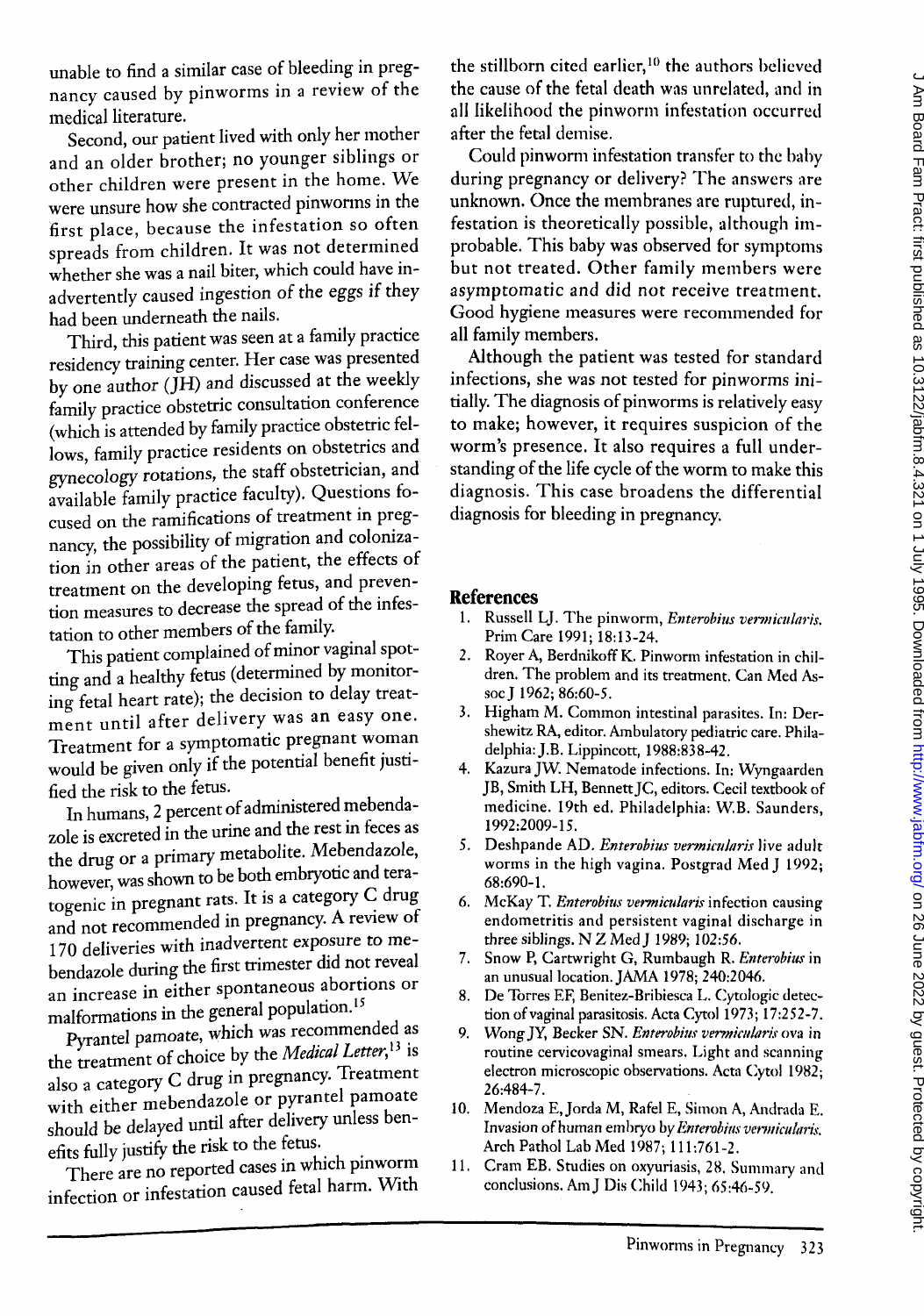unable to find a similar case of bleeding in pregnancy caused by pinworms in a review of the medical literature.

Second, our patient lived with only her mother and an older brother; no younger siblings or other children were present in the home. We were unsure how she contracted pinworms in the first place, because the infestation so often spreads from children. It was not determined whether she was a nail biter, which could have inadvertently caused ingestion of the eggs if they had been underneath the nails.

Third, this patient was seen at a family practice residency training center. Her case was presented by one author (JH) and discussed at the weekly family practice obstetric consultation conference (which is attended by family practice obstetric fellows, family practice residents on obstetrics and gynecology rotations, the staff obstetrician, and available family practice faculty). Questions focused on the ramifications of treatment in pregnancy, the possibility of migration and colonization in other areas of the patient, the effects of treatment on the developing fetus, and prevention measures to decrease the spread of the infestation to other members of the family.

This patient complained of minor vaginal spotting and a healthy fetus (determined by monitoring fetal heart rate); the decision to delay treatment until after delivery was an easy one. Treatment for a symptomatic pregnant woman would be given only if the potential benefit justified the risk to the fetus.

In humans, 2 percent of administered mebendazole is excreted in the urine and the rest in feces as the drug or a primary metabolite. Mebendazole, however, was shown to be both embryotic and teratogenic in pregnant rats. It is a category C drug and not recommended in pregnancy. A review of 170 deliveries with inadvertent exposure to mebendazole during the first trimester did not reveal an increase in either spontaneous abortions or malformations in the general population.[15]

Pyrantel pamoate, which was recommended as the treatment of choice by the *Medical Letter*,[13] is also a category C drug in pregnancy. Treatment with either mebendazole or pyrantel pamoate should be delayed until after delivery unless benefits fully justify the risk to the fetus.

There are no reported cases in which pinworm infection or infestation caused fetal harm. With the stillborn cited earlier,[10] the authors believed the cause of the fetal death was unrelated, and in all likelihood the pinworm infestation occurred after the fetal demise.

Could pinworm infestation transfer to the baby during pregnancy or delivery? The answers are unknown. Once the membranes are ruptured, infestation is theoretically possible, although improbable. This baby was observed for symptoms but not treated. Other family members were asymptomatic and did not receive treatment. Good hygiene measures were recommended for all family members.

Although the patient was tested for standard infections, she was not tested for pinworms initially. The diagnosis of pinworms is relatively easy to make; however, it requires suspicion of the worm's presence. It also requires a full understanding of the life cycle of the worm to make this diagnosis. This case broadens the differential diagnosis for bleeding in pregnancy.

## References

1. Russell LJ. The pinworm, *Enterobius vermicularis.* Prim Care 1991; 18:13-24.
2. Royer A, Berdnikoff K. Pinworm infestation in children. The problem and its treatment. Can Med Assoc J 1962; 86:60-5.
3. Higham M. Common intestinal parasites. In: Dershewitz RA, editor. Ambulatory pediatric care. Philadelphia: J.B. Lippincott, 1988:838-42.
4. Kazura JW. Nematode infections. In: Wyngaarden JB, Smith LH, Bennett JC, editors. Cecil textbook of medicine. 19th ed. Philadelphia: W.B. Saunders, 1992:2009-15.
5. Deshpande AD. *Enterobius vermicularis* live adult worms in the high vagina. Postgrad Med J 1992; 68:690-1.
6. McKay T. *Enterobius vermicularis* infection causing endometritis and persistent vaginal discharge in three siblings. N Z Med J 1989; 102:56.
7. Snow P, Cartwright G, Rumbaugh R. *Enterobius* in an unusual location. JAMA 1978; 240:2046.
8. De Torres EF, Benitez-Bribiesca L. Cytologic detection of vaginal parasitosis. Acta Cytol 1973; 17:252-7.
9. Wong JY, Becker SN. *Enterobius vermicularis* ova in routine cervicovaginal smears. Light and scanning electron microscopic observations. Acta Cytol 1982; 26:484-7.
10. Mendoza E, Jorda M, Rafel E, Simon A, Andrada E. Invasion of human embryo by *Enterobius vermicularis.* Arch Pathol Lab Med 1987; 111:761-2.
11. Cram EB. Studies on oxyuriasis, 28. Summary and conclusions. Am J Dis Child 1943; 65:46-59.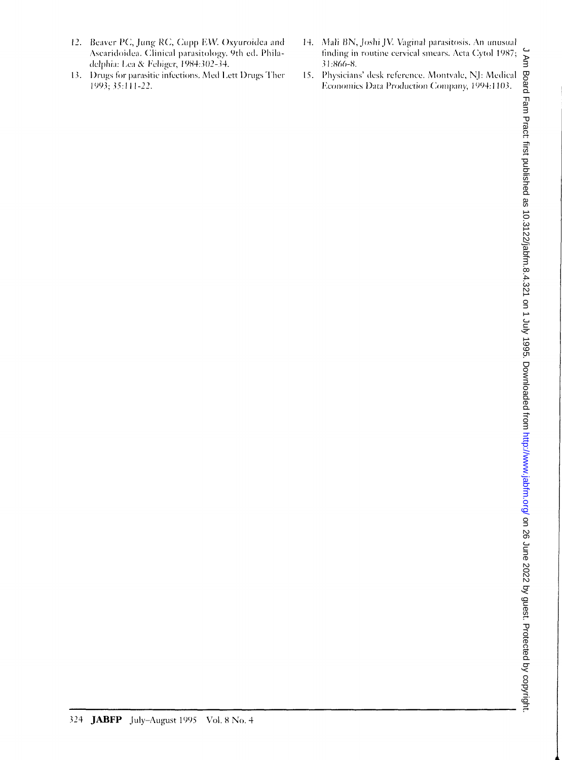12. Beaver PC, Jung RC, Cupp EW. Oxyuroidea and Ascaridoidea. Clinical parasitology. 9th ed. Philadelphia: Lea & Febiger, 1984:302-34.
13. Drugs for parasitic infections. Med Lett Drugs Ther 1993; 35:111-22.
14. Mali BN, Joshi JV. Vaginal parasitosis. An unusual finding in routine cervical smears. Acta Cytol 1987; 31:866-8.
15. Physicians' desk reference. Montvale, NJ: Medical Economics Data Production Company, 1994:1103.